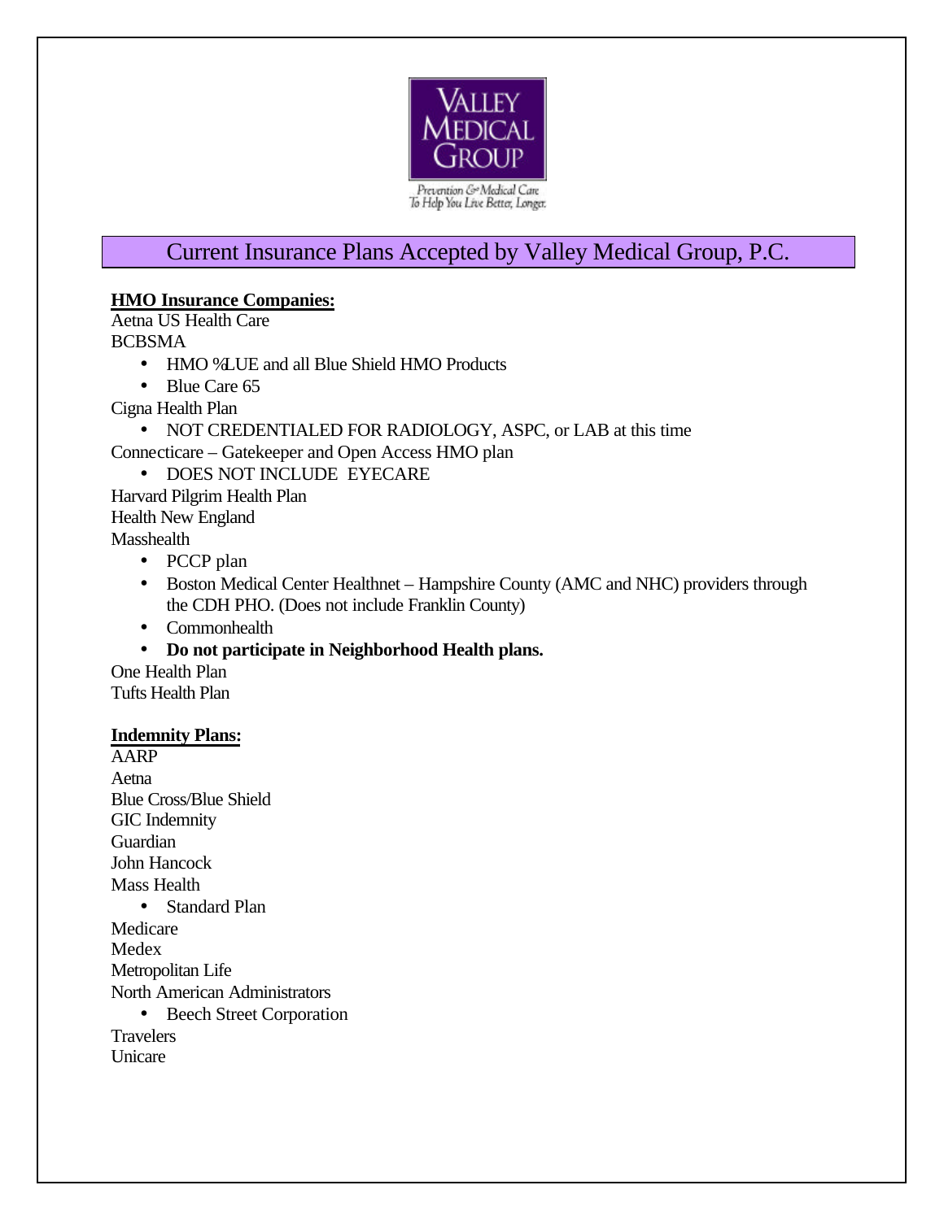VALLEY MEDICAL GROUP

Prevention & Medical Care To Help You Live Better, Longer.

# Current Insurance Plans Accepted by Valley Medical Group, P.C.

**HMO Insurance Companies:**

Aetna US Health Care

BCBSMA

- HMO %LUE and all Blue Shield HMO Products
- Blue Care 65

Cigna Health Plan

- NOT CREDENTIALED FOR RADIOLOGY, ASPC, or LAB at this time

Connecticare – Gatekeeper and Open Access HMO plan

- DOES NOT INCLUDE EYECARE

Harvard Pilgrim Health Plan

Health New England

Masshealth

- PCCP plan
- Boston Medical Center Healthnet – Hampshire County (AMC and NHC) providers through the CDH PHO. (Does not include Franklin County)
- Commonhealth
- **Do not participate in Neighborhood Health plans.**

One Health Plan

Tufts Health Plan

**Indemnity Plans:**

AARP

Aetna

Blue Cross/Blue Shield

GIC Indemnity

Guardian

John Hancock

Mass Health

- Standard Plan

Medicare

Medex

Metropolitan Life

North American Administrators

- Beech Street Corporation

Travelers

Unicare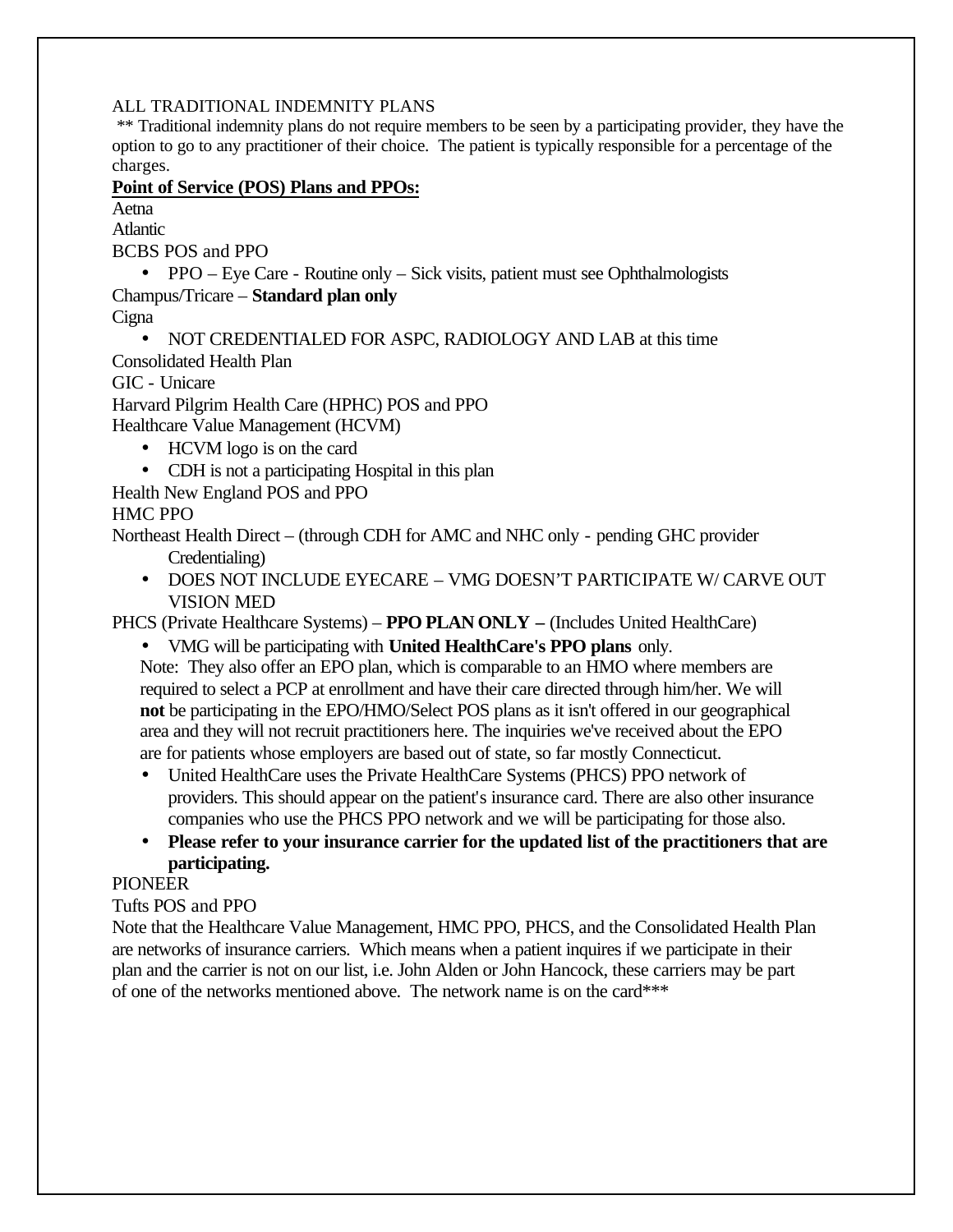ALL TRADITIONAL INDEMNITY PLANS

** Traditional indemnity plans do not require members to be seen by a participating provider, they have the option to go to any practitioner of their choice. The patient is typically responsible for a percentage of the charges.

**Point of Service (POS) Plans and PPOs:**

Aetna

Atlantic

BCBS POS and PPO

- PPO – Eye Care - Routine only – Sick visits, patient must see Ophthalmologists

Champus/Tricare – **Standard plan only**

Cigna

- NOT CREDENTIALED FOR ASPC, RADIOLOGY AND LAB at this time

Consolidated Health Plan

GIC - Unicare

Harvard Pilgrim Health Care (HPHC) POS and PPO

Healthcare Value Management (HCVM)

- HCVM logo is on the card
- CDH is not a participating Hospital in this plan

Health New England POS and PPO

HMC PPO

Northeast Health Direct – (through CDH for AMC and NHC only - pending GHC provider Credentialing)

- DOES NOT INCLUDE EYECARE – VMG DOESN'T PARTICIPATE W/ CARVE OUT VISION MED

PHCS (Private Healthcare Systems) – **PPO PLAN ONLY –** (Includes United HealthCare)

- VMG will be participating with **United HealthCare's PPO plans** only.

  Note: They also offer an EPO plan, which is comparable to an HMO where members are required to select a PCP at enrollment and have their care directed through him/her. We will **not** be participating in the EPO/HMO/Select POS plans as it isn't offered in our geographical area and they will not recruit practitioners here. The inquiries we've received about the EPO are for patients whose employers are based out of state, so far mostly Connecticut.
- United HealthCare uses the Private HealthCare Systems (PHCS) PPO network of providers. This should appear on the patient's insurance card. There are also other insurance companies who use the PHCS PPO network and we will be participating for those also.
- **Please refer to your insurance carrier for the updated list of the practitioners that are participating.**

PIONEER

Tufts POS and PPO

Note that the Healthcare Value Management, HMC PPO, PHCS, and the Consolidated Health Plan are networks of insurance carriers. Which means when a patient inquires if we participate in their plan and the carrier is not on our list, i.e. John Alden or John Hancock, these carriers may be part of one of the networks mentioned above. The network name is on the card***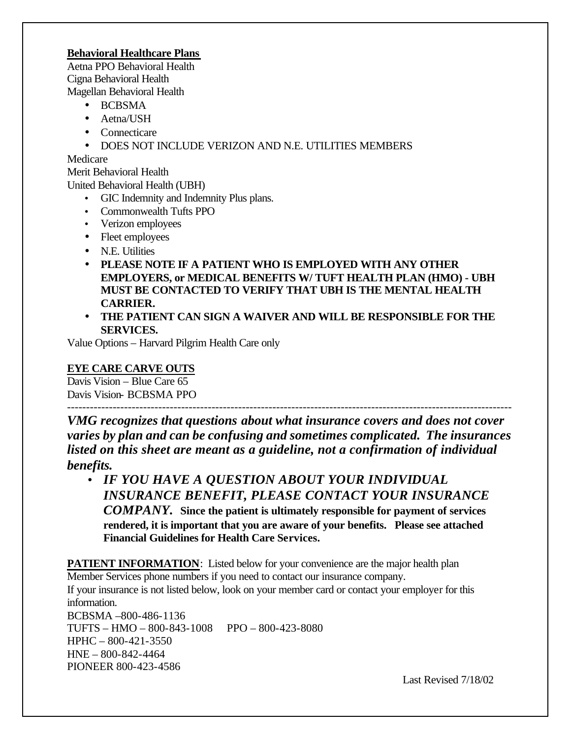**Behavioral Healthcare Plans**

Aetna PPO Behavioral Health
Cigna Behavioral Health
Magellan Behavioral Health

- BCBSMA
- Aetna/USH
- Connecticare
- DOES NOT INCLUDE VERIZON AND N.E. UTILITIES MEMBERS

Medicare
Merit Behavioral Health
United Behavioral Health (UBH)

- GIC Indemnity and Indemnity Plus plans.
- Commonwealth Tufts PPO
- Verizon employees
- Fleet employees
- N.E. Utilities
- **PLEASE NOTE IF A PATIENT WHO IS EMPLOYED WITH ANY OTHER EMPLOYERS, or MEDICAL BENEFITS W/ TUFT HEALTH PLAN (HMO) - UBH MUST BE CONTACTED TO VERIFY THAT UBH IS THE MENTAL HEALTH CARRIER.**
- **THE PATIENT CAN SIGN A WAIVER AND WILL BE RESPONSIBLE FOR THE SERVICES.**

Value Options – Harvard Pilgrim Health Care only

**EYE CARE CARVE OUTS**

Davis Vision – Blue Care 65
Davis Vision- BCBSMA PPO

---

***VMG recognizes that questions about what insurance covers and does not cover varies by plan and can be confusing and sometimes complicated. The insurances listed on this sheet are meant as a guideline, not a confirmation of individual benefits.***

- ***IF YOU HAVE A QUESTION ABOUT YOUR INDIVIDUAL INSURANCE BENEFIT, PLEASE CONTACT YOUR INSURANCE COMPANY.*** **Since the patient is ultimately responsible for payment of services rendered, it is important that you are aware of your benefits. Please see attached Financial Guidelines for Health Care Services.**

**PATIENT INFORMATION**: Listed below for your convenience are the major health plan Member Services phone numbers if you need to contact our insurance company.
If your insurance is not listed below, look on your member card or contact your employer for this information.

BCBSMA –800-486-1136
TUFTS – HMO – 800-843-1008 PPO – 800-423-8080
HPHC – 800-421-3550
HNE – 800-842-4464
PIONEER 800-423-4586

Last Revised 7/18/02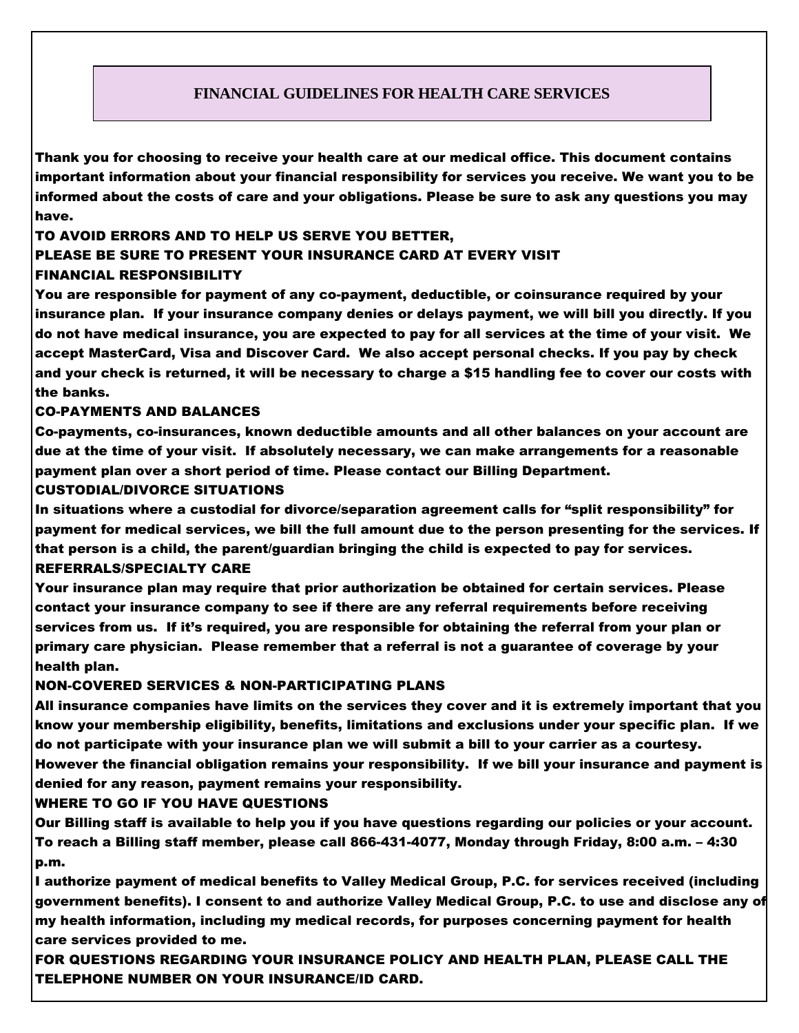# FINANCIAL GUIDELINES FOR HEALTH CARE SERVICES

**Thank you for choosing to receive your health care at our medical office. This document contains important information about your financial responsibility for services you receive. We want you to be informed about the costs of care and your obligations. Please be sure to ask any questions you may have.**

**TO AVOID ERRORS AND TO HELP US SERVE YOU BETTER,**
**PLEASE BE SURE TO PRESENT YOUR INSURANCE CARD AT EVERY VISIT**

## FINANCIAL RESPONSIBILITY

**You are responsible for payment of any co-payment, deductible, or coinsurance required by your insurance plan. If your insurance company denies or delays payment, we will bill you directly. If you do not have medical insurance, you are expected to pay for all services at the time of your visit. We accept MasterCard, Visa and Discover Card. We also accept personal checks. If you pay by check and your check is returned, it will be necessary to charge a $15 handling fee to cover our costs with the banks.**

## CO-PAYMENTS AND BALANCES

**Co-payments, co-insurances, known deductible amounts and all other balances on your account are due at the time of your visit. If absolutely necessary, we can make arrangements for a reasonable payment plan over a short period of time. Please contact our Billing Department.**

## CUSTODIAL/DIVORCE SITUATIONS

**In situations where a custodial for divorce/separation agreement calls for "split responsibility" for payment for medical services, we bill the full amount due to the person presenting for the services. If that person is a child, the parent/guardian bringing the child is expected to pay for services.**

## REFERRALS/SPECIALTY CARE

**Your insurance plan may require that prior authorization be obtained for certain services. Please contact your insurance company to see if there are any referral requirements before receiving services from us. If it's required, you are responsible for obtaining the referral from your plan or primary care physician. Please remember that a referral is not a guarantee of coverage by your health plan.**

## NON-COVERED SERVICES & NON-PARTICIPATING PLANS

**All insurance companies have limits on the services they cover and it is extremely important that you know your membership eligibility, benefits, limitations and exclusions under your specific plan. If we do not participate with your insurance plan we will submit a bill to your carrier as a courtesy. However the financial obligation remains your responsibility. If we bill your insurance and payment is denied for any reason, payment remains your responsibility.**

## WHERE TO GO IF YOU HAVE QUESTIONS

**Our Billing staff is available to help you if you have questions regarding our policies or your account. To reach a Billing staff member, please call 866-431-4077, Monday through Friday, 8:00 a.m. – 4:30 p.m.**

**I authorize payment of medical benefits to Valley Medical Group, P.C. for services received (including government benefits). I consent to and authorize Valley Medical Group, P.C. to use and disclose any of my health information, including my medical records, for purposes concerning payment for health care services provided to me.**

**FOR QUESTIONS REGARDING YOUR INSURANCE POLICY AND HEALTH PLAN, PLEASE CALL THE TELEPHONE NUMBER ON YOUR INSURANCE/ID CARD.**